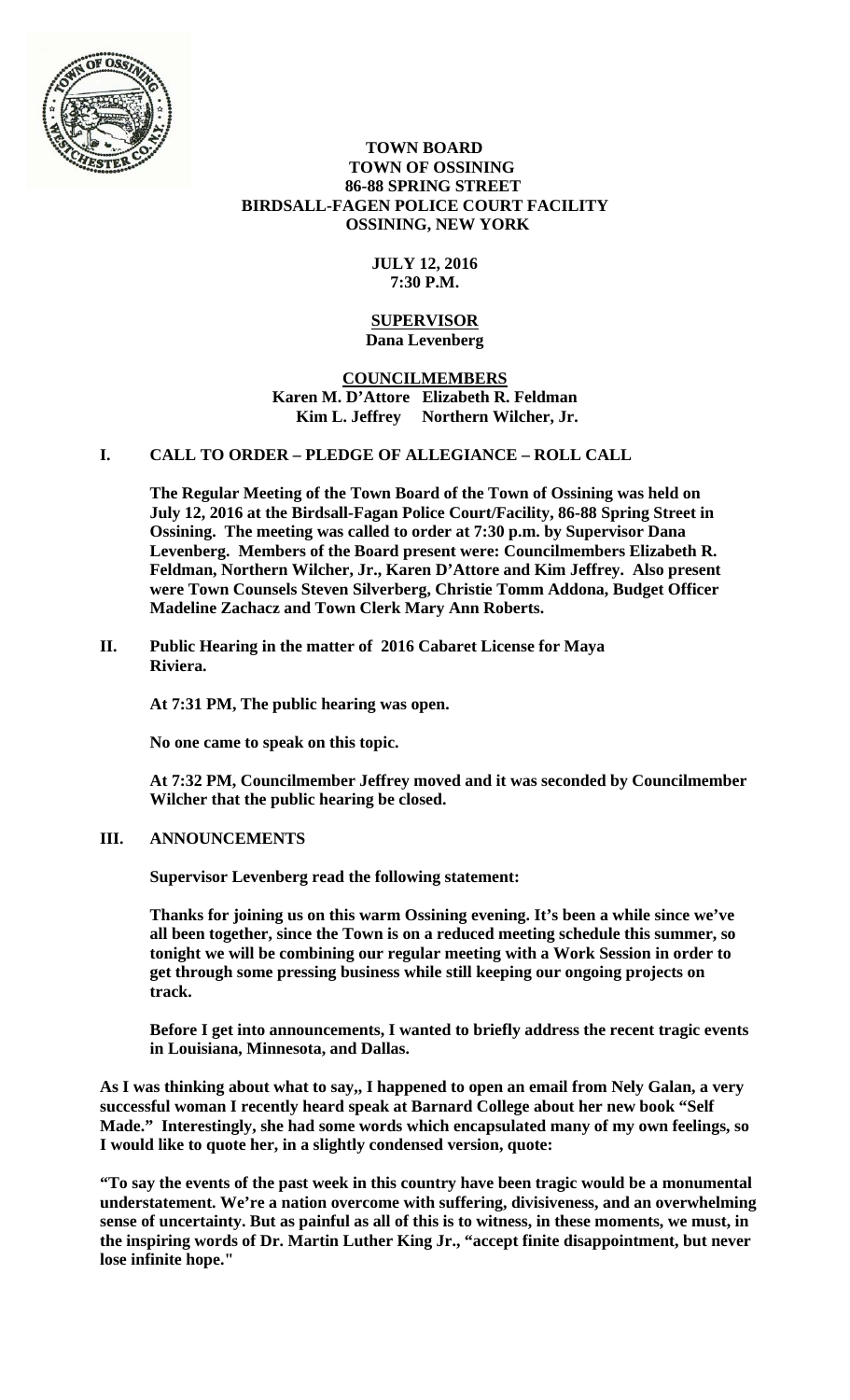**TOWN BOARD**
**TOWN OF OSSINING**
**86-88 SPRING STREET**
**BIRDSALL-FAGEN POLICE COURT FACILITY**
**OSSINING, NEW YORK**

**JULY 12, 2016**
**7:30 P.M.**

**SUPERVISOR**
**Dana Levenberg**

**COUNCILMEMBERS**
**Karen M. D'Attore Elizabeth R. Feldman**
**Kim L. Jeffrey Northern Wilcher, Jr.**

## I. CALL TO ORDER – PLEDGE OF ALLEGIANCE – ROLL CALL

**The Regular Meeting of the Town Board of the Town of Ossining was held on July 12, 2016 at the Birdsall-Fagan Police Court/Facility, 86-88 Spring Street in Ossining. The meeting was called to order at 7:30 p.m. by Supervisor Dana Levenberg. Members of the Board present were: Councilmembers Elizabeth R. Feldman, Northern Wilcher, Jr., Karen D'Attore and Kim Jeffrey. Also present were Town Counsels Steven Silverberg, Christie Tomm Addona, Budget Officer Madeline Zachacz and Town Clerk Mary Ann Roberts.**

## II. Public Hearing in the matter of 2016 Cabaret License for Maya Riviera.

**At 7:31 PM, The public hearing was open.**

**No one came to speak on this topic.**

**At 7:32 PM, Councilmember Jeffrey moved and it was seconded by Councilmember Wilcher that the public hearing be closed.**

## III. ANNOUNCEMENTS

**Supervisor Levenberg read the following statement:**

**Thanks for joining us on this warm Ossining evening. It's been a while since we've all been together, since the Town is on a reduced meeting schedule this summer, so tonight we will be combining our regular meeting with a Work Session in order to get through some pressing business while still keeping our ongoing projects on track.**

**Before I get into announcements, I wanted to briefly address the recent tragic events in Louisiana, Minnesota, and Dallas.**

**As I was thinking about what to say,, I happened to open an email from Nely Galan, a very successful woman I recently heard speak at Barnard College about her new book "Self Made." Interestingly, she had some words which encapsulated many of my own feelings, so I would like to quote her, in a slightly condensed version, quote:**

**"To say the events of the past week in this country have been tragic would be a monumental understatement. We're a nation overcome with suffering, divisiveness, and an overwhelming sense of uncertainty. But as painful as all of this is to witness, in these moments, we must, in the inspiring words of Dr. Martin Luther King Jr., "accept finite disappointment, but never lose infinite hope."**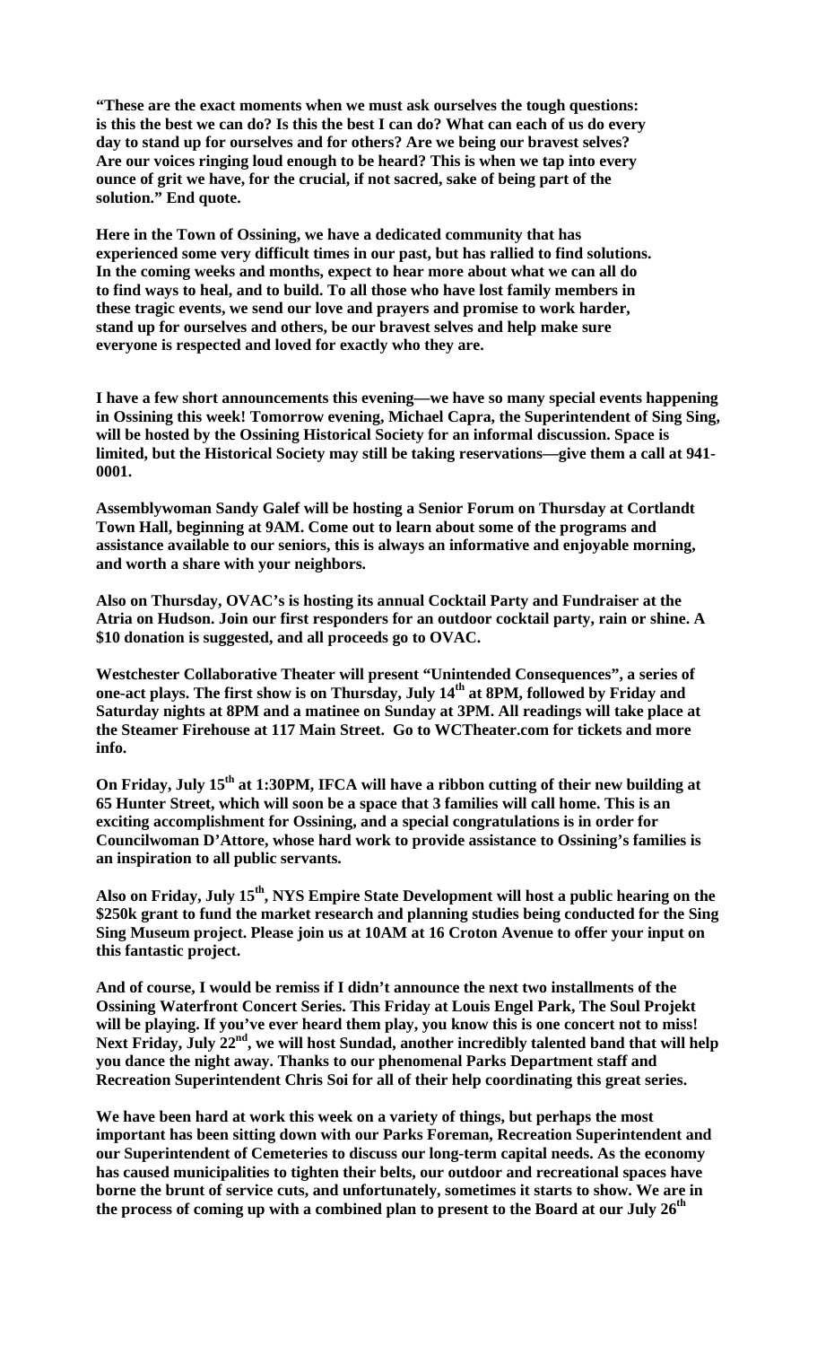**"These are the exact moments when we must ask ourselves the tough questions: is this the best we can do? Is this the best I can do? What can each of us do every day to stand up for ourselves and for others? Are we being our bravest selves? Are our voices ringing loud enough to be heard? This is when we tap into every ounce of grit we have, for the crucial, if not sacred, sake of being part of the solution." End quote.**

**Here in the Town of Ossining, we have a dedicated community that has experienced some very difficult times in our past, but has rallied to find solutions. In the coming weeks and months, expect to hear more about what we can all do to find ways to heal, and to build. To all those who have lost family members in these tragic events, we send our love and prayers and promise to work harder, stand up for ourselves and others, be our bravest selves and help make sure everyone is respected and loved for exactly who they are.**

**I have a few short announcements this evening—we have so many special events happening in Ossining this week! Tomorrow evening, Michael Capra, the Superintendent of Sing Sing, will be hosted by the Ossining Historical Society for an informal discussion. Space is limited, but the Historical Society may still be taking reservations—give them a call at 941-0001.**

**Assemblywoman Sandy Galef will be hosting a Senior Forum on Thursday at Cortlandt Town Hall, beginning at 9AM. Come out to learn about some of the programs and assistance available to our seniors, this is always an informative and enjoyable morning, and worth a share with your neighbors.**

**Also on Thursday, OVAC's is hosting its annual Cocktail Party and Fundraiser at the Atria on Hudson. Join our first responders for an outdoor cocktail party, rain or shine. A \$10 donation is suggested, and all proceeds go to OVAC.**

**Westchester Collaborative Theater will present "Unintended Consequences", a series of one-act plays. The first show is on Thursday, July 14th at 8PM, followed by Friday and Saturday nights at 8PM and a matinee on Sunday at 3PM. All readings will take place at the Steamer Firehouse at 117 Main Street. Go to WCTheater.com for tickets and more info.**

**On Friday, July 15th at 1:30PM, IFCA will have a ribbon cutting of their new building at 65 Hunter Street, which will soon be a space that 3 families will call home. This is an exciting accomplishment for Ossining, and a special congratulations is in order for Councilwoman D'Attore, whose hard work to provide assistance to Ossining's families is an inspiration to all public servants.**

**Also on Friday, July 15th, NYS Empire State Development will host a public hearing on the \$250k grant to fund the market research and planning studies being conducted for the Sing Sing Museum project. Please join us at 10AM at 16 Croton Avenue to offer your input on this fantastic project.**

**And of course, I would be remiss if I didn't announce the next two installments of the Ossining Waterfront Concert Series. This Friday at Louis Engel Park, The Soul Projekt will be playing. If you've ever heard them play, you know this is one concert not to miss! Next Friday, July 22nd, we will host Sundad, another incredibly talented band that will help you dance the night away. Thanks to our phenomenal Parks Department staff and Recreation Superintendent Chris Soi for all of their help coordinating this great series.**

**We have been hard at work this week on a variety of things, but perhaps the most important has been sitting down with our Parks Foreman, Recreation Superintendent and our Superintendent of Cemeteries to discuss our long-term capital needs. As the economy has caused municipalities to tighten their belts, our outdoor and recreational spaces have borne the brunt of service cuts, and unfortunately, sometimes it starts to show. We are in the process of coming up with a combined plan to present to the Board at our July 26th**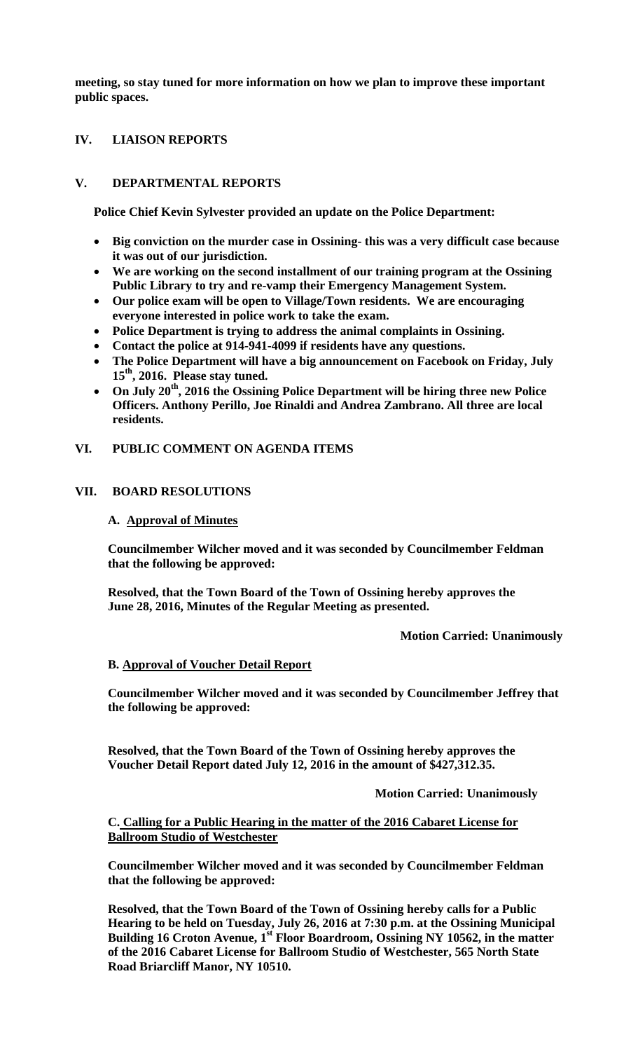**meeting, so stay tuned for more information on how we plan to improve these important public spaces.**

## IV. LIAISON REPORTS

## V. DEPARTMENTAL REPORTS

**Police Chief Kevin Sylvester provided an update on the Police Department:**

- **Big conviction on the murder case in Ossining- this was a very difficult case because it was out of our jurisdiction.**
- **We are working on the second installment of our training program at the Ossining Public Library to try and re-vamp their Emergency Management System.**
- **Our police exam will be open to Village/Town residents. We are encouraging everyone interested in police work to take the exam.**
- **Police Department is trying to address the animal complaints in Ossining.**
- **Contact the police at 914-941-4099 if residents have any questions.**
- **The Police Department will have a big announcement on Facebook on Friday, July 15th, 2016. Please stay tuned.**
- **On July 20th, 2016 the Ossining Police Department will be hiring three new Police Officers. Anthony Perillo, Joe Rinaldi and Andrea Zambrano. All three are local residents.**

## VI. PUBLIC COMMENT ON AGENDA ITEMS

## VII. BOARD RESOLUTIONS

### A. Approval of Minutes

**Councilmember Wilcher moved and it was seconded by Councilmember Feldman that the following be approved:**

**Resolved, that the Town Board of the Town of Ossining hereby approves the June 28, 2016, Minutes of the Regular Meeting as presented.**

**Motion Carried: Unanimously**

### B. Approval of Voucher Detail Report

**Councilmember Wilcher moved and it was seconded by Councilmember Jeffrey that the following be approved:**

**Resolved, that the Town Board of the Town of Ossining hereby approves the Voucher Detail Report dated July 12, 2016 in the amount of $427,312.35.**

**Motion Carried: Unanimously**

### C. Calling for a Public Hearing in the matter of the 2016 Cabaret License for Ballroom Studio of Westchester

**Councilmember Wilcher moved and it was seconded by Councilmember Feldman that the following be approved:**

**Resolved, that the Town Board of the Town of Ossining hereby calls for a Public Hearing to be held on Tuesday, July 26, 2016 at 7:30 p.m. at the Ossining Municipal Building 16 Croton Avenue, 1st Floor Boardroom, Ossining NY 10562, in the matter of the 2016 Cabaret License for Ballroom Studio of Westchester, 565 North State Road Briarcliff Manor, NY 10510.**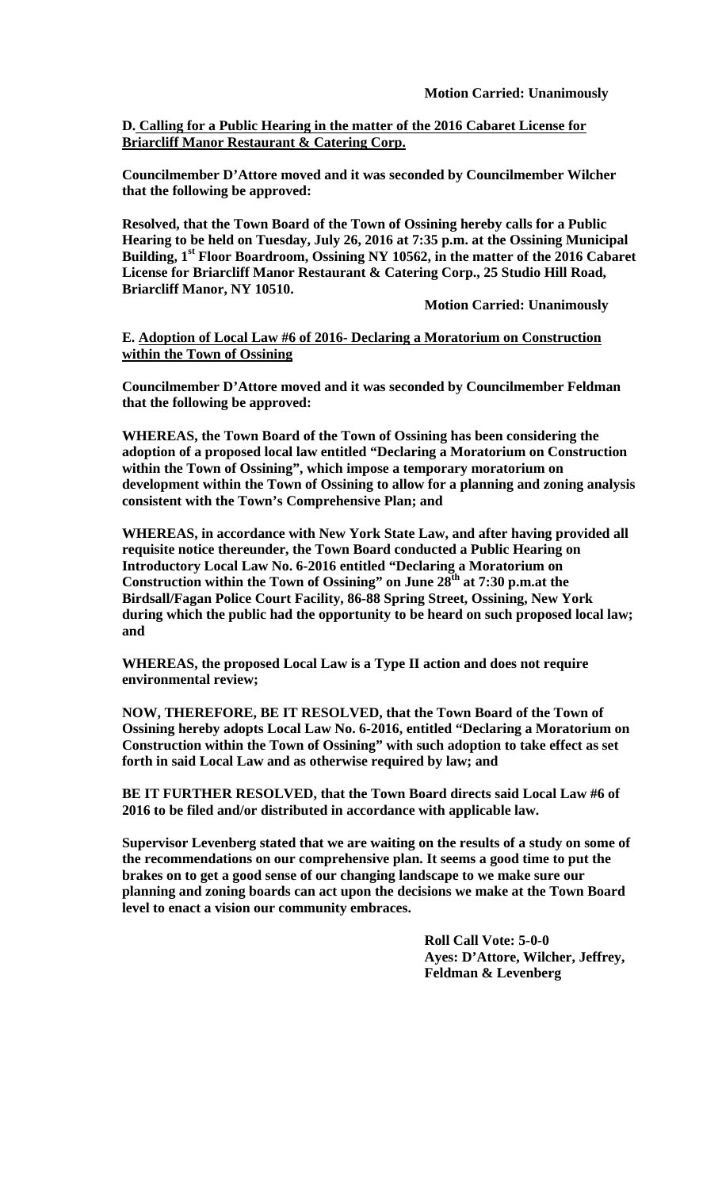**Motion Carried: Unanimously**

**D. <u>Calling for a Public Hearing in the matter of the 2016 Cabaret License for Briarcliff Manor Restaurant & Catering Corp.</u>**

**Councilmember D'Attore moved and it was seconded by Councilmember Wilcher that the following be approved:**

**Resolved, that the Town Board of the Town of Ossining hereby calls for a Public Hearing to be held on Tuesday, July 26, 2016 at 7:35 p.m. at the Ossining Municipal Building, 1st Floor Boardroom, Ossining NY 10562, in the matter of the 2016 Cabaret License for Briarcliff Manor Restaurant & Catering Corp., 25 Studio Hill Road, Briarcliff Manor, NY 10510.**

**Motion Carried: Unanimously**

**E. <u>Adoption of Local Law #6 of 2016- Declaring a Moratorium on Construction within the Town of Ossining</u>**

**Councilmember D'Attore moved and it was seconded by Councilmember Feldman that the following be approved:**

**WHEREAS, the Town Board of the Town of Ossining has been considering the adoption of a proposed local law entitled "Declaring a Moratorium on Construction within the Town of Ossining", which impose a temporary moratorium on development within the Town of Ossining to allow for a planning and zoning analysis consistent with the Town's Comprehensive Plan; and**

**WHEREAS, in accordance with New York State Law, and after having provided all requisite notice thereunder, the Town Board conducted a Public Hearing on Introductory Local Law No. 6-2016 entitled "Declaring a Moratorium on Construction within the Town of Ossining" on June 28th at 7:30 p.m.at the Birdsall/Fagan Police Court Facility, 86-88 Spring Street, Ossining, New York during which the public had the opportunity to be heard on such proposed local law; and**

**WHEREAS, the proposed Local Law is a Type II action and does not require environmental review;**

**NOW, THEREFORE, BE IT RESOLVED, that the Town Board of the Town of Ossining hereby adopts Local Law No. 6-2016, entitled "Declaring a Moratorium on Construction within the Town of Ossining" with such adoption to take effect as set forth in said Local Law and as otherwise required by law; and**

**BE IT FURTHER RESOLVED, that the Town Board directs said Local Law #6 of 2016 to be filed and/or distributed in accordance with applicable law.**

**Supervisor Levenberg stated that we are waiting on the results of a study on some of the recommendations on our comprehensive plan. It seems a good time to put the brakes on to get a good sense of our changing landscape to we make sure our planning and zoning boards can act upon the decisions we make at the Town Board level to enact a vision our community embraces.**

**Roll Call Vote: 5-0-0**
**Ayes: D'Attore, Wilcher, Jeffrey, Feldman & Levenberg**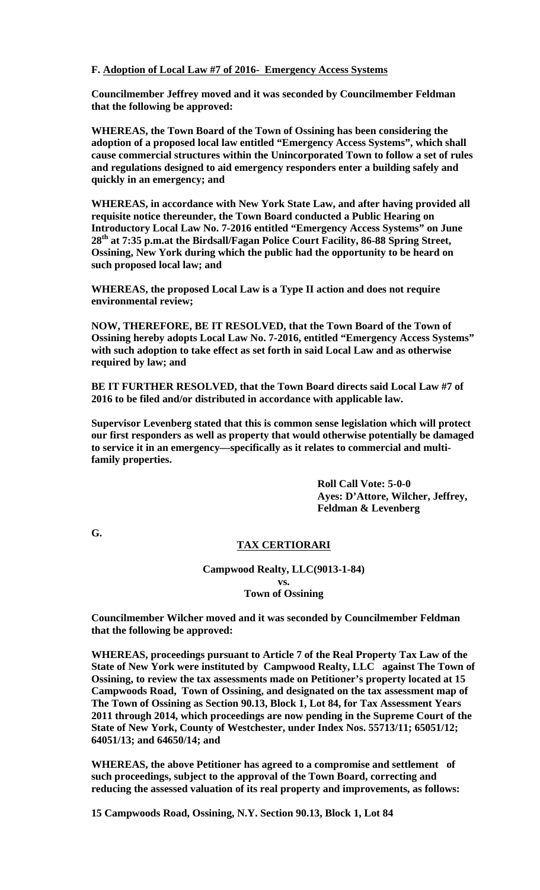**F. Adoption of Local Law #7 of 2016- Emergency Access Systems**

**Councilmember Jeffrey moved and it was seconded by Councilmember Feldman that the following be approved:**

**WHEREAS, the Town Board of the Town of Ossining has been considering the adoption of a proposed local law entitled "Emergency Access Systems", which shall cause commercial structures within the Unincorporated Town to follow a set of rules and regulations designed to aid emergency responders enter a building safely and quickly in an emergency; and**

**WHEREAS, in accordance with New York State Law, and after having provided all requisite notice thereunder, the Town Board conducted a Public Hearing on Introductory Local Law No. 7-2016 entitled "Emergency Access Systems" on June 28th at 7:35 p.m.at the Birdsall/Fagan Police Court Facility, 86-88 Spring Street, Ossining, New York during which the public had the opportunity to be heard on such proposed local law; and**

**WHEREAS, the proposed Local Law is a Type II action and does not require environmental review;**

**NOW, THEREFORE, BE IT RESOLVED, that the Town Board of the Town of Ossining hereby adopts Local Law No. 7-2016, entitled "Emergency Access Systems" with such adoption to take effect as set forth in said Local Law and as otherwise required by law; and**

**BE IT FURTHER RESOLVED, that the Town Board directs said Local Law #7 of 2016 to be filed and/or distributed in accordance with applicable law.**

**Supervisor Levenberg stated that this is common sense legislation which will protect our first responders as well as property that would otherwise potentially be damaged to service it in an emergency—specifically as it relates to commercial and multi-family properties.**

**Roll Call Vote: 5-0-0**
**Ayes: D'Attore, Wilcher, Jeffrey, Feldman & Levenberg**

**G.**

**TAX CERTIORARI**

**Campwood Realty, LLC(9013-1-84)**
**vs.**
**Town of Ossining**

**Councilmember Wilcher moved and it was seconded by Councilmember Feldman that the following be approved:**

**WHEREAS, proceedings pursuant to Article 7 of the Real Property Tax Law of the State of New York were instituted by Campwood Realty, LLC against The Town of Ossining, to review the tax assessments made on Petitioner's property located at 15 Campwoods Road, Town of Ossining, and designated on the tax assessment map of The Town of Ossining as Section 90.13, Block 1, Lot 84, for Tax Assessment Years 2011 through 2014, which proceedings are now pending in the Supreme Court of the State of New York, County of Westchester, under Index Nos. 55713/11; 65051/12; 64051/13; and 64650/14; and**

**WHEREAS, the above Petitioner has agreed to a compromise and settlement of such proceedings, subject to the approval of the Town Board, correcting and reducing the assessed valuation of its real property and improvements, as follows:**

**15 Campwoods Road, Ossining, N.Y. Section 90.13, Block 1, Lot 84**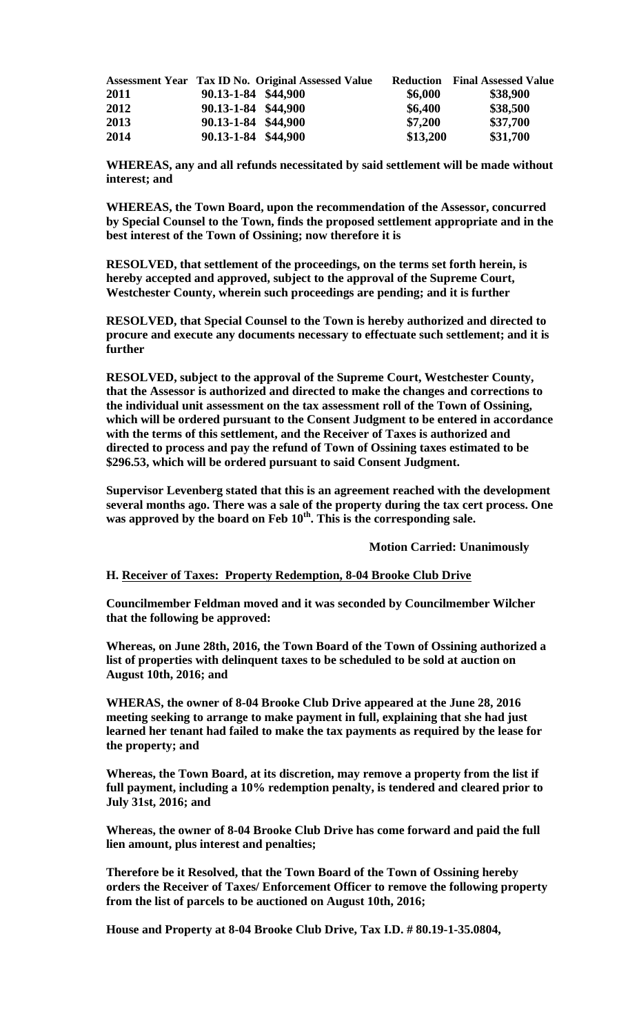| Assessment Year | Tax ID No. | Original Assessed Value | Reduction | Final Assessed Value |
|---|---|---|---|---|
| 2011 | 90.13-1-84 | $44,900 | $6,000 | $38,900 |
| 2012 | 90.13-1-84 | $44,900 | $6,400 | $38,500 |
| 2013 | 90.13-1-84 | $44,900 | $7,200 | $37,700 |
| 2014 | 90.13-1-84 | $44,900 | $13,200 | $31,700 |

**WHEREAS, any and all refunds necessitated by said settlement will be made without interest; and**

**WHEREAS, the Town Board, upon the recommendation of the Assessor, concurred by Special Counsel to the Town, finds the proposed settlement appropriate and in the best interest of the Town of Ossining; now therefore it is**

**RESOLVED, that settlement of the proceedings, on the terms set forth herein, is hereby accepted and approved, subject to the approval of the Supreme Court, Westchester County, wherein such proceedings are pending; and it is further**

**RESOLVED, that Special Counsel to the Town is hereby authorized and directed to procure and execute any documents necessary to effectuate such settlement; and it is further**

**RESOLVED, subject to the approval of the Supreme Court, Westchester County, that the Assessor is authorized and directed to make the changes and corrections to the individual unit assessment on the tax assessment roll of the Town of Ossining, which will be ordered pursuant to the Consent Judgment to be entered in accordance with the terms of this settlement, and the Receiver of Taxes is authorized and directed to process and pay the refund of Town of Ossining taxes estimated to be $296.53, which will be ordered pursuant to said Consent Judgment.**

**Supervisor Levenberg stated that this is an agreement reached with the development several months ago. There was a sale of the property during the tax cert process. One was approved by the board on Feb 10th. This is the corresponding sale.**

**Motion Carried: Unanimously**

**H. Receiver of Taxes: Property Redemption, 8-04 Brooke Club Drive**

**Councilmember Feldman moved and it was seconded by Councilmember Wilcher that the following be approved:**

**Whereas, on June 28th, 2016, the Town Board of the Town of Ossining authorized a list of properties with delinquent taxes to be scheduled to be sold at auction on August 10th, 2016; and**

**WHERAS, the owner of 8-04 Brooke Club Drive appeared at the June 28, 2016 meeting seeking to arrange to make payment in full, explaining that she had just learned her tenant had failed to make the tax payments as required by the lease for the property; and**

**Whereas, the Town Board, at its discretion, may remove a property from the list if full payment, including a 10% redemption penalty, is tendered and cleared prior to July 31st, 2016; and**

**Whereas, the owner of 8-04 Brooke Club Drive has come forward and paid the full lien amount, plus interest and penalties;**

**Therefore be it Resolved, that the Town Board of the Town of Ossining hereby orders the Receiver of Taxes/ Enforcement Officer to remove the following property from the list of parcels to be auctioned on August 10th, 2016;**

**House and Property at 8-04 Brooke Club Drive, Tax I.D. # 80.19-1-35.0804,**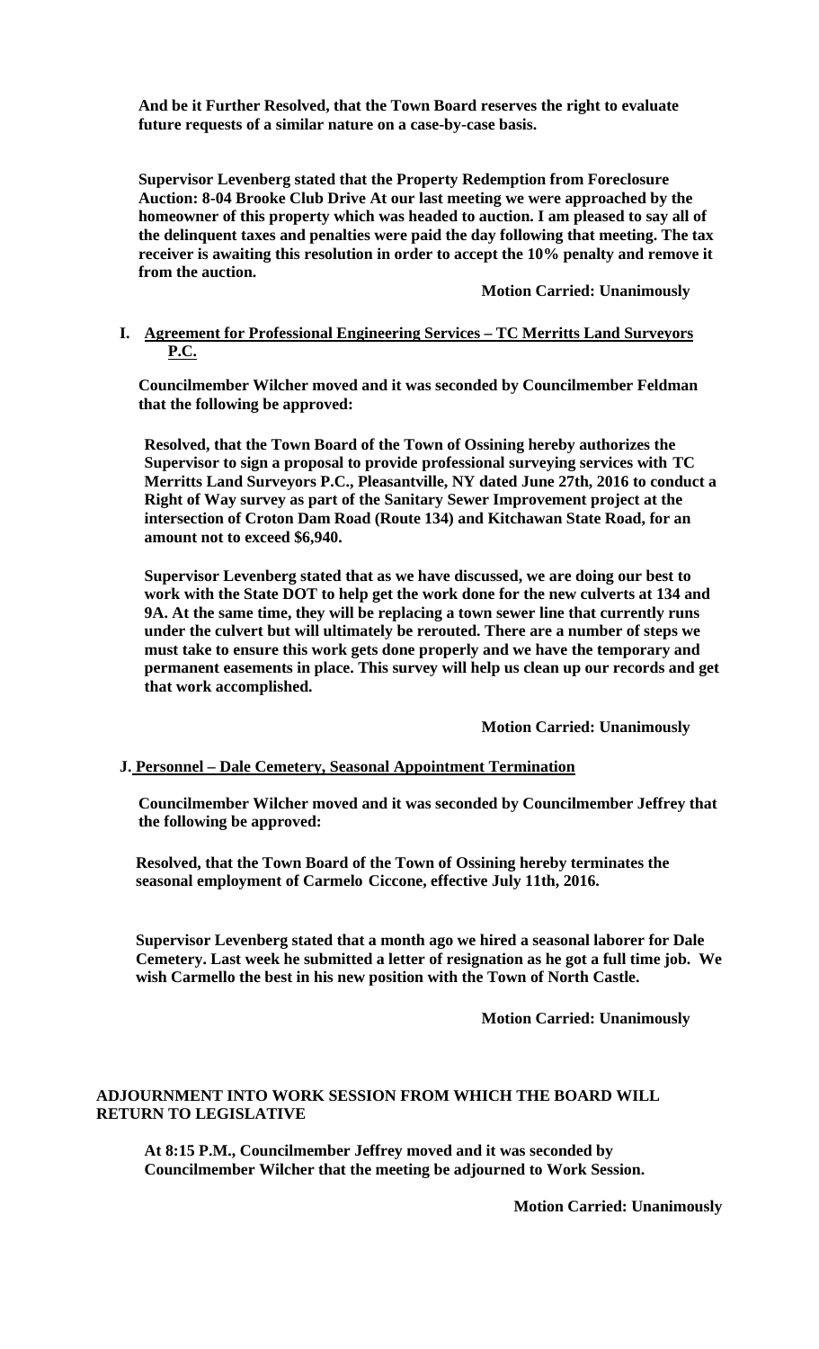**And be it Further Resolved, that the Town Board reserves the right to evaluate future requests of a similar nature on a case-by-case basis.**

**Supervisor Levenberg stated that the Property Redemption from Foreclosure Auction: 8-04 Brooke Club Drive At our last meeting we were approached by the homeowner of this property which was headed to auction. I am pleased to say all of the delinquent taxes and penalties were paid the day following that meeting. The tax receiver is awaiting this resolution in order to accept the 10% penalty and remove it from the auction.**

**Motion Carried: Unanimously**

**I. Agreement for Professional Engineering Services – TC Merritts Land Surveyors P.C.**

**Councilmember Wilcher moved and it was seconded by Councilmember Feldman that the following be approved:**

**Resolved, that the Town Board of the Town of Ossining hereby authorizes the Supervisor to sign a proposal to provide professional surveying services with TC Merritts Land Surveyors P.C., Pleasantville, NY dated June 27th, 2016 to conduct a Right of Way survey as part of the Sanitary Sewer Improvement project at the intersection of Croton Dam Road (Route 134) and Kitchawan State Road, for an amount not to exceed $6,940.**

**Supervisor Levenberg stated that as we have discussed, we are doing our best to work with the State DOT to help get the work done for the new culverts at 134 and 9A. At the same time, they will be replacing a town sewer line that currently runs under the culvert but will ultimately be rerouted. There are a number of steps we must take to ensure this work gets done properly and we have the temporary and permanent easements in place. This survey will help us clean up our records and get that work accomplished.**

**Motion Carried: Unanimously**

**J. Personnel – Dale Cemetery, Seasonal Appointment Termination**

**Councilmember Wilcher moved and it was seconded by Councilmember Jeffrey that the following be approved:**

**Resolved, that the Town Board of the Town of Ossining hereby terminates the seasonal employment of Carmelo Ciccone, effective July 11th, 2016.**

**Supervisor Levenberg stated that a month ago we hired a seasonal laborer for Dale Cemetery. Last week he submitted a letter of resignation as he got a full time job. We wish Carmello the best in his new position with the Town of North Castle.**

**Motion Carried: Unanimously**

**ADJOURNMENT INTO WORK SESSION FROM WHICH THE BOARD WILL RETURN TO LEGISLATIVE**

**At 8:15 P.M., Councilmember Jeffrey moved and it was seconded by Councilmember Wilcher that the meeting be adjourned to Work Session.**

**Motion Carried: Unanimously**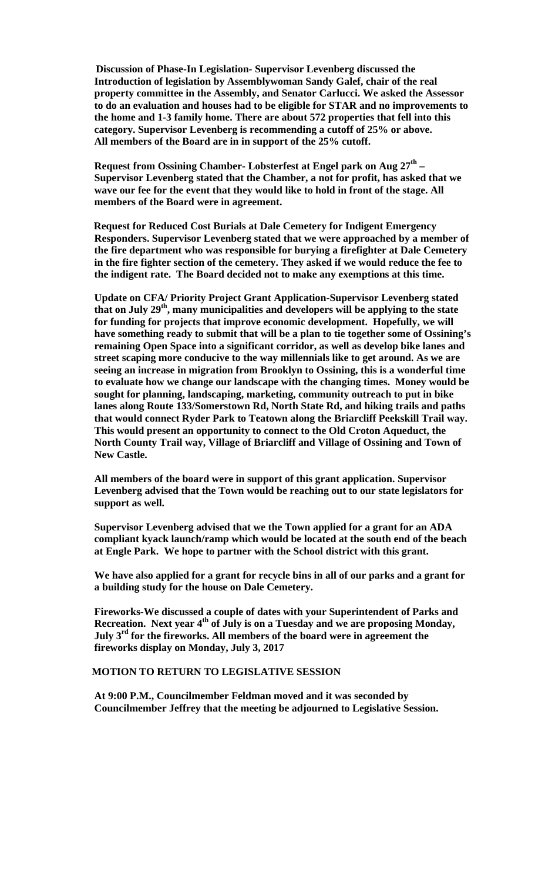**Discussion of Phase-In Legislation- Supervisor Levenberg discussed the Introduction of legislation by Assemblywoman Sandy Galef, chair of the real property committee in the Assembly, and Senator Carlucci. We asked the Assessor to do an evaluation and houses had to be eligible for STAR and no improvements to the home and 1-3 family home. There are about 572 properties that fell into this category. Supervisor Levenberg is recommending a cutoff of 25% or above. All members of the Board are in in support of the 25% cutoff.**

**Request from Ossining Chamber- Lobsterfest at Engel park on Aug 27th – Supervisor Levenberg stated that the Chamber, a not for profit, has asked that we wave our fee for the event that they would like to hold in front of the stage. All members of the Board were in agreement.**

**Request for Reduced Cost Burials at Dale Cemetery for Indigent Emergency Responders. Supervisor Levenberg stated that we were approached by a member of the fire department who was responsible for burying a firefighter at Dale Cemetery in the fire fighter section of the cemetery. They asked if we would reduce the fee to the indigent rate. The Board decided not to make any exemptions at this time.**

**Update on CFA/ Priority Project Grant Application-Supervisor Levenberg stated that on July 29th, many municipalities and developers will be applying to the state for funding for projects that improve economic development. Hopefully, we will have something ready to submit that will be a plan to tie together some of Ossining's remaining Open Space into a significant corridor, as well as develop bike lanes and street scaping more conducive to the way millennials like to get around. As we are seeing an increase in migration from Brooklyn to Ossining, this is a wonderful time to evaluate how we change our landscape with the changing times. Money would be sought for planning, landscaping, marketing, community outreach to put in bike lanes along Route 133/Somerstown Rd, North State Rd, and hiking trails and paths that would connect Ryder Park to Teatown along the Briarcliff Peekskill Trail way. This would present an opportunity to connect to the Old Croton Aqueduct, the North County Trail way, Village of Briarcliff and Village of Ossining and Town of New Castle.**

**All members of the board were in support of this grant application. Supervisor Levenberg advised that the Town would be reaching out to our state legislators for support as well.**

**Supervisor Levenberg advised that we the Town applied for a grant for an ADA compliant kyack launch/ramp which would be located at the south end of the beach at Engle Park. We hope to partner with the School district with this grant.**

**We have also applied for a grant for recycle bins in all of our parks and a grant for a building study for the house on Dale Cemetery.**

**Fireworks-We discussed a couple of dates with your Superintendent of Parks and Recreation. Next year 4th of July is on a Tuesday and we are proposing Monday, July 3rd for the fireworks. All members of the board were in agreement the fireworks display on Monday, July 3, 2017**

**MOTION TO RETURN TO LEGISLATIVE SESSION**

**At 9:00 P.M., Councilmember Feldman moved and it was seconded by Councilmember Jeffrey that the meeting be adjourned to Legislative Session.**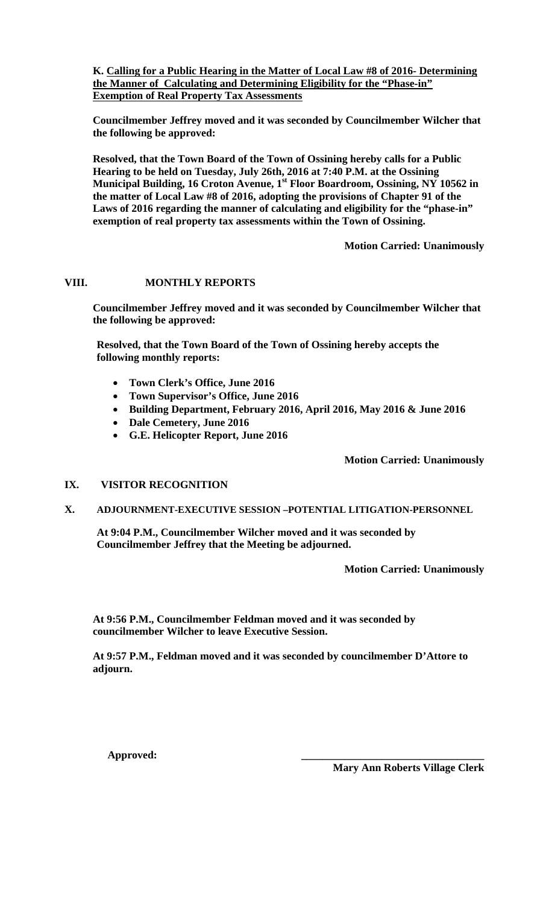**K. <u>Calling for a Public Hearing in the Matter of Local Law #8 of 2016- Determining the Manner of Calculating and Determining Eligibility for the "Phase-in" Exemption of Real Property Tax Assessments</u>**

**Councilmember Jeffrey moved and it was seconded by Councilmember Wilcher that the following be approved:**

**Resolved, that the Town Board of the Town of Ossining hereby calls for a Public Hearing to be held on Tuesday, July 26th, 2016 at 7:40 P.M. at the Ossining Municipal Building, 16 Croton Avenue, 1st Floor Boardroom, Ossining, NY 10562 in the matter of Local Law #8 of 2016, adopting the provisions of Chapter 91 of the Laws of 2016 regarding the manner of calculating and eligibility for the "phase-in" exemption of real property tax assessments within the Town of Ossining.**

**Motion Carried: Unanimously**

## VIII. MONTHLY REPORTS

**Councilmember Jeffrey moved and it was seconded by Councilmember Wilcher that the following be approved:**

**Resolved, that the Town Board of the Town of Ossining hereby accepts the following monthly reports:**

- **Town Clerk's Office, June 2016**
- **Town Supervisor's Office, June 2016**
- **Building Department, February 2016, April 2016, May 2016 & June 2016**
- **Dale Cemetery, June 2016**
- **G.E. Helicopter Report, June 2016**

**Motion Carried: Unanimously**

## IX. VISITOR RECOGNITION

## X. ADJOURNMENT-EXECUTIVE SESSION –POTENTIAL LITIGATION-PERSONNEL

**At 9:04 P.M., Councilmember Wilcher moved and it was seconded by Councilmember Jeffrey that the Meeting be adjourned.**

**Motion Carried: Unanimously**

**At 9:56 P.M., Councilmember Feldman moved and it was seconded by councilmember Wilcher to leave Executive Session.**

**At 9:57 P.M., Feldman moved and it was seconded by councilmember D'Attore to adjourn.**

**Approved:** \_\_\_\_\_\_\_\_\_\_\_\_\_\_\_\_\_\_\_\_\_\_\_\_\_\_\_\_\_\_\_\_\_\_

**Mary Ann Roberts Village Clerk**